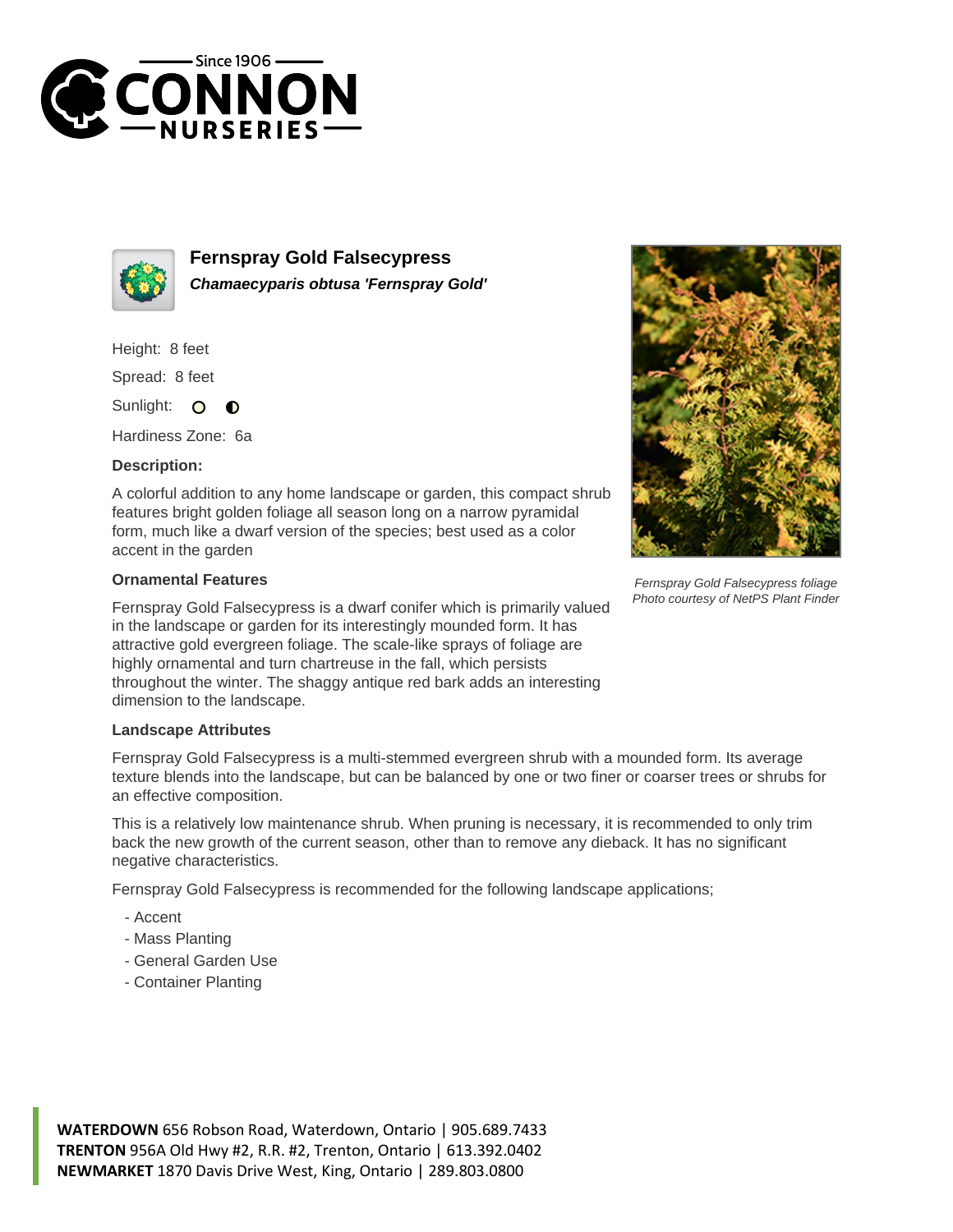# Fernspray Gold Falsecypress

***Chamaecyparis obtusa 'Fernspray Gold'***

Height: 8 feet

Spread: 8 feet

Sunlight:

Hardiness Zone: 6a

### Description:

A colorful addition to any home landscape or garden, this compact shrub features bright golden foliage all season long on a narrow pyramidal form, much like a dwarf version of the species; best used as a color accent in the garden

*Fernspray Gold Falsecypress foliage*
*Photo courtesy of NetPS Plant Finder*

### Ornamental Features

Fernspray Gold Falsecypress is a dwarf conifer which is primarily valued in the landscape or garden for its interestingly mounded form. It has attractive gold evergreen foliage. The scale-like sprays of foliage are highly ornamental and turn chartreuse in the fall, which persists throughout the winter. The shaggy antique red bark adds an interesting dimension to the landscape.

### Landscape Attributes

Fernspray Gold Falsecypress is a multi-stemmed evergreen shrub with a mounded form. Its average texture blends into the landscape, but can be balanced by one or two finer or coarser trees or shrubs for an effective composition.

This is a relatively low maintenance shrub. When pruning is necessary, it is recommended to only trim back the new growth of the current season, other than to remove any dieback. It has no significant negative characteristics.

Fernspray Gold Falsecypress is recommended for the following landscape applications;

- Accent
- Mass Planting
- General Garden Use
- Container Planting

**WATERDOWN** 656 Robson Road, Waterdown, Ontario | 905.689.7433
**TRENTON** 956A Old Hwy #2, R.R. #2, Trenton, Ontario | 613.392.0402
**NEWMARKET** 1870 Davis Drive West, King, Ontario | 289.803.0800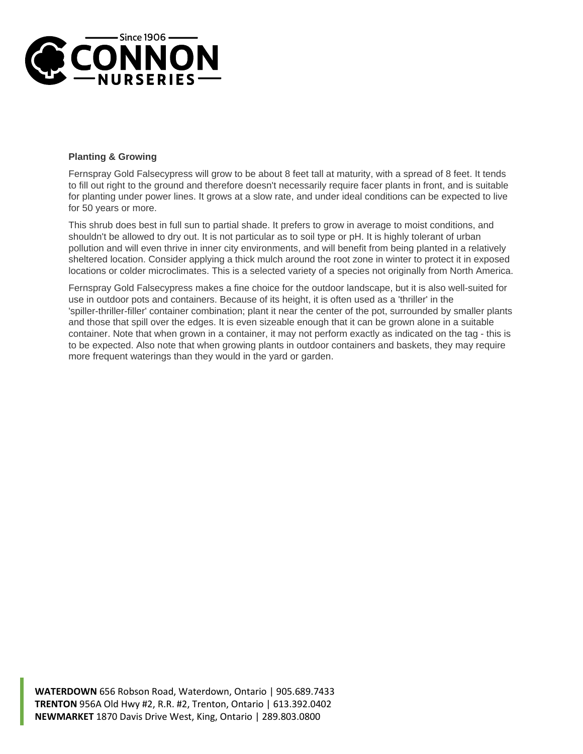## Planting & Growing

Fernspray Gold Falsecypress will grow to be about 8 feet tall at maturity, with a spread of 8 feet. It tends to fill out right to the ground and therefore doesn't necessarily require facer plants in front, and is suitable for planting under power lines. It grows at a slow rate, and under ideal conditions can be expected to live for 50 years or more.

This shrub does best in full sun to partial shade. It prefers to grow in average to moist conditions, and shouldn't be allowed to dry out. It is not particular as to soil type or pH. It is highly tolerant of urban pollution and will even thrive in inner city environments, and will benefit from being planted in a relatively sheltered location. Consider applying a thick mulch around the root zone in winter to protect it in exposed locations or colder microclimates. This is a selected variety of a species not originally from North America.

Fernspray Gold Falsecypress makes a fine choice for the outdoor landscape, but it is also well-suited for use in outdoor pots and containers. Because of its height, it is often used as a 'thriller' in the 'spiller-thriller-filler' container combination; plant it near the center of the pot, surrounded by smaller plants and those that spill over the edges. It is even sizeable enough that it can be grown alone in a suitable container. Note that when grown in a container, it may not perform exactly as indicated on the tag - this is to be expected. Also note that when growing plants in outdoor containers and baskets, they may require more frequent waterings than they would in the yard or garden.